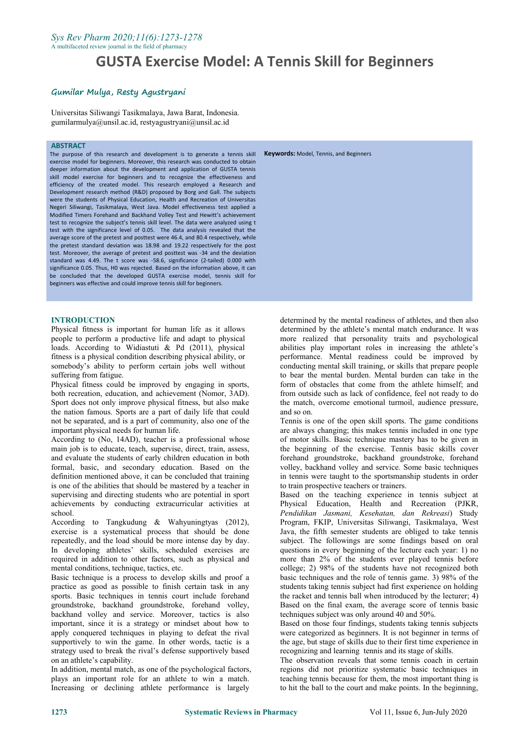# GUSTA Exercise Model: A Tennis Skill for Beginners

**Gumilar Mulya, Resty Agustryani**

Universitas Siliwangi Tasikmalaya, Jawa Barat, Indonesia.
gumilarmulya@unsil.ac.id, restyagustryani@unsil.ac.id

## ABSTRACT

The purpose of this research and development is to generate a tennis skill exercise model for beginners. Moreover, this research was conducted to obtain deeper information about the development and application of GUSTA tennis skill model exercise for beginners and to recognize the effectiveness and efficiency of the created model. This research employed a Research and Development research method (R&D) proposed by Borg and Gall. The subjects were the students of Physical Education, Health and Recreation of Universitas Negeri Siliwangi, Tasikmalaya, West Java. Model effectiveness test applied a Modified Timers Forehand and Backhand Volley Test and Hewitt's achievement test to recognize the subject's tennis skill level. The data were analyzed using t test with the significance level of 0.05. The data analysis revealed that the average score of the pretest and posttest were 46.4, and 80.4 respectively, while the pretest standard deviation was 18.98 and 19.22 respectively for the post test. Moreover, the average of pretest and posttest was -34 and the deviation standard was 4.49. The t score was -58.6, significance (2-tailed) 0.000 with significance 0.05. Thus, H0 was rejected. Based on the information above, it can be concluded that the developed GUSTA exercise model, tennis skill for beginners was effective and could improve tennis skill for beginners.

**Keywords:** Model, Tennis, and Beginners

## INTRODUCTION

Physical fitness is important for human life as it allows people to perform a productive life and adapt to physical loads. According to Widiastuti & Pd (2011), physical fitness is a physical condition describing physical ability, or somebody's ability to perform certain jobs well without suffering from fatigue.

Physical fitness could be improved by engaging in sports, both recreation, education, and achievement (Nomor, 3AD). Sport does not only improve physical fitness, but also make the nation famous. Sports are a part of daily life that could not be separated, and is a part of community, also one of the important physical needs for human life.

According to (No, 14AD), teacher is a professional whose main job is to educate, teach, supervise, direct, train, assess, and evaluate the students of early children education in both formal, basic, and secondary education. Based on the definition mentioned above, it can be concluded that training is one of the abilities that should be mastered by a teacher in supervising and directing students who are potential in sport achievements by conducting extracurricular activities at school.

According to Tangkudung & Wahyuningtyas (2012), exercise is a systematical process that should be done repeatedly, and the load should be more intense day by day. In developing athletes' skills, scheduled exercises are required in addition to other factors, such as physical and mental conditions, technique, tactics, etc.

Basic technique is a process to develop skills and proof a practice as good as possible to finish certain task in any sports. Basic techniques in tennis court include forehand groundstroke, backhand groundstroke, forehand volley, backhand volley and service. Moreover, tactics is also important, since it is a strategy or mindset about how to apply conquered techniques in playing to defeat the rival supportively to win the game. In other words, tactic is a strategy used to break the rival's defense supportively based on an athlete's capability.

In addition, mental match, as one of the psychological factors, plays an important role for an athlete to win a match. Increasing or declining athlete performance is largely determined by the mental readiness of athletes, and then also determined by the athlete's mental match endurance. It was more realized that personality traits and psychological abilities play important roles in increasing the athlete's performance. Mental readiness could be improved by conducting mental skill training, or skills that prepare people to bear the mental burden. Mental burden can take in the form of obstacles that come from the athlete himself; and from outside such as lack of confidence, feel not ready to do the match, overcome emotional turmoil, audience pressure, and so on.

Tennis is one of the open skill sports. The game conditions are always changing; this makes tennis included in one type of motor skills. Basic technique mastery has to be given in the beginning of the exercise. Tennis basic skills cover forehand groundstroke, backhand groundstroke, forehand volley, backhand volley and service. Some basic techniques in tennis were taught to the sportsmanship students in order to train prospective teachers or trainers.

Based on the teaching experience in tennis subject at Physical Education, Health and Recreation (PJKR, *Pendidikan Jasmani, Kesehatan, dan Rekreasi*) Study Program, FKIP, Universitas Siliwangi, Tasikmalaya, West Java, the fifth semester students are obliged to take tennis subject. The followings are some findings based on oral questions in every beginning of the lecture each year: 1) no more than 2% of the students ever played tennis before college; 2) 98% of the students have not recognized both basic techniques and the role of tennis game. 3) 98% of the students taking tennis subject had first experience on holding the racket and tennis ball when introduced by the lecturer; 4) Based on the final exam, the average score of tennis basic techniques subject was only around 40 and 50%.

Based on those four findings, students taking tennis subjects were categorized as beginners. It is not beginner in terms of the age, but stage of skills due to their first time experience in recognizing and learning tennis and its stage of skills.

The observation reveals that some tennis coach in certain regions did not prioritize systematic basic techniques in teaching tennis because for them, the most important thing is to hit the ball to the court and make points. In the beginning,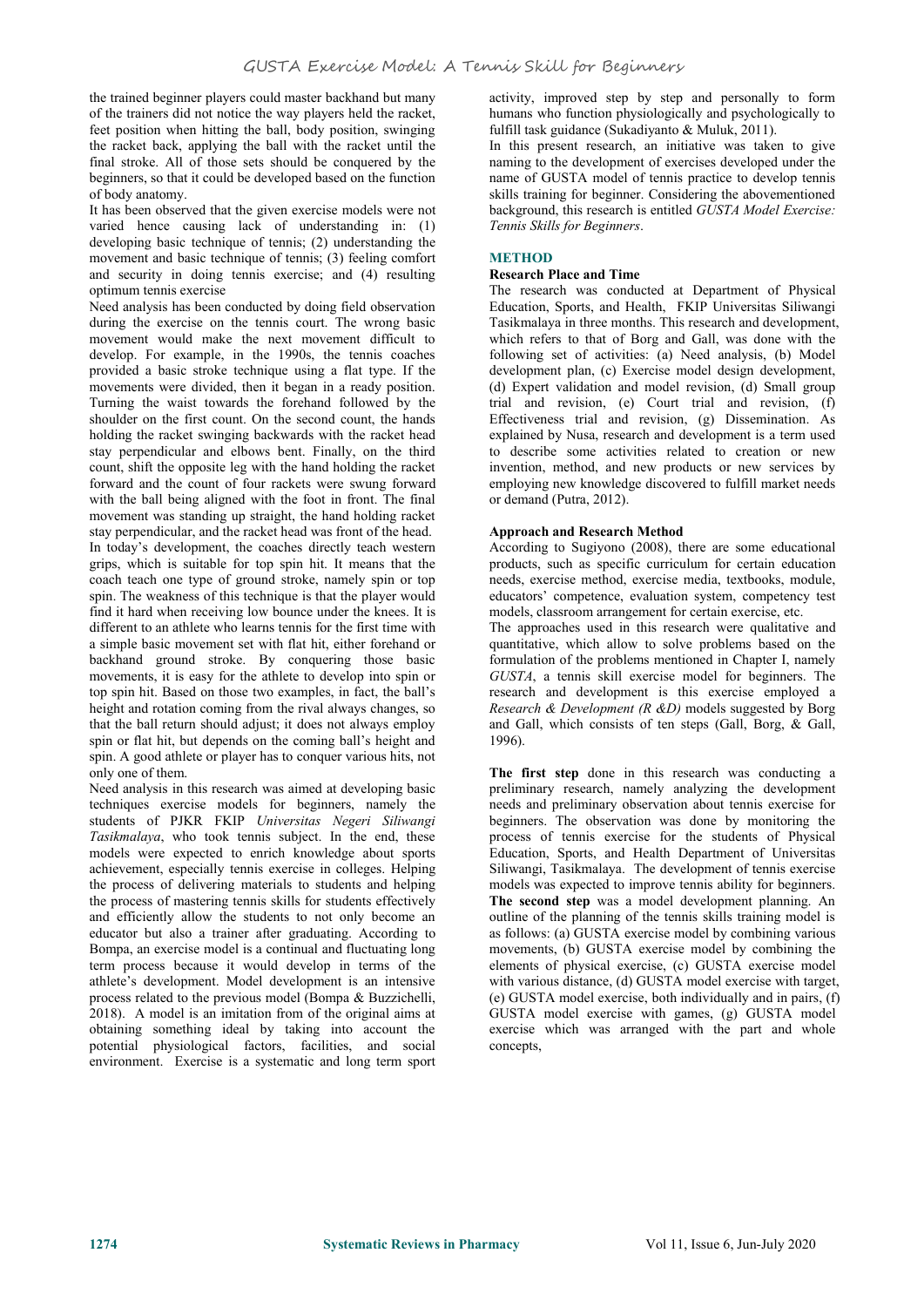the trained beginner players could master backhand but many of the trainers did not notice the way players held the racket, feet position when hitting the ball, body position, swinging the racket back, applying the ball with the racket until the final stroke. All of those sets should be conquered by the beginners, so that it could be developed based on the function of body anatomy.

It has been observed that the given exercise models were not varied hence causing lack of understanding in: (1) developing basic technique of tennis; (2) understanding the movement and basic technique of tennis; (3) feeling comfort and security in doing tennis exercise; and (4) resulting optimum tennis exercise

Need analysis has been conducted by doing field observation during the exercise on the tennis court. The wrong basic movement would make the next movement difficult to develop. For example, in the 1990s, the tennis coaches provided a basic stroke technique using a flat type. If the movements were divided, then it began in a ready position. Turning the waist towards the forehand followed by the shoulder on the first count. On the second count, the hands holding the racket swinging backwards with the racket head stay perpendicular and elbows bent. Finally, on the third count, shift the opposite leg with the hand holding the racket forward and the count of four rackets were swung forward with the ball being aligned with the foot in front. The final movement was standing up straight, the hand holding racket stay perpendicular, and the racket head was front of the head.

In today's development, the coaches directly teach western grips, which is suitable for top spin hit. It means that the coach teach one type of ground stroke, namely spin or top spin. The weakness of this technique is that the player would find it hard when receiving low bounce under the knees. It is different to an athlete who learns tennis for the first time with a simple basic movement set with flat hit, either forehand or backhand ground stroke. By conquering those basic movements, it is easy for the athlete to develop into spin or top spin hit. Based on those two examples, in fact, the ball's height and rotation coming from the rival always changes, so that the ball return should adjust; it does not always employ spin or flat hit, but depends on the coming ball's height and spin. A good athlete or player has to conquer various hits, not only one of them.

Need analysis in this research was aimed at developing basic techniques exercise models for beginners, namely the students of PJKR FKIP *Universitas Negeri Siliwangi Tasikmalaya*, who took tennis subject. In the end, these models were expected to enrich knowledge about sports achievement, especially tennis exercise in colleges. Helping the process of delivering materials to students and helping the process of mastering tennis skills for students effectively and efficiently allow the students to not only become an educator but also a trainer after graduating. According to Bompa, an exercise model is a continual and fluctuating long term process because it would develop in terms of the athlete's development. Model development is an intensive process related to the previous model (Bompa & Buzzichelli, 2018). A model is an imitation from of the original aims at obtaining something ideal by taking into account the potential physiological factors, facilities, and social environment. Exercise is a systematic and long term sport activity, improved step by step and personally to form humans who function physiologically and psychologically to fulfill task guidance (Sukadiyanto & Muluk, 2011).

In this present research, an initiative was taken to give naming to the development of exercises developed under the name of GUSTA model of tennis practice to develop tennis skills training for beginner. Considering the abovementioned background, this research is entitled *GUSTA Model Exercise: Tennis Skills for Beginners*.

## METHOD

### Research Place and Time

The research was conducted at Department of Physical Education, Sports, and Health, FKIP Universitas Siliwangi Tasikmalaya in three months. This research and development, which refers to that of Borg and Gall, was done with the following set of activities: (a) Need analysis, (b) Model development plan, (c) Exercise model design development, (d) Expert validation and model revision, (d) Small group trial and revision, (e) Court trial and revision, (f) Effectiveness trial and revision, (g) Dissemination. As explained by Nusa, research and development is a term used to describe some activities related to creation or new invention, method, and new products or new services by employing new knowledge discovered to fulfill market needs or demand (Putra, 2012).

### Approach and Research Method

According to Sugiyono (2008), there are some educational products, such as specific curriculum for certain education needs, exercise method, exercise media, textbooks, module, educators' competence, evaluation system, competency test models, classroom arrangement for certain exercise, etc.

The approaches used in this research were qualitative and quantitative, which allow to solve problems based on the formulation of the problems mentioned in Chapter I, namely *GUSTA*, a tennis skill exercise model for beginners. The research and development is this exercise employed a *Research & Development (R &D)* models suggested by Borg and Gall, which consists of ten steps (Gall, Borg, & Gall, 1996).

**The first step** done in this research was conducting a preliminary research, namely analyzing the development needs and preliminary observation about tennis exercise for beginners. The observation was done by monitoring the process of tennis exercise for the students of Physical Education, Sports, and Health Department of Universitas Siliwangi, Tasikmalaya. The development of tennis exercise models was expected to improve tennis ability for beginners.

**The second step** was a model development planning. An outline of the planning of the tennis skills training model is as follows: (a) GUSTA exercise model by combining various movements, (b) GUSTA exercise model by combining the elements of physical exercise, (c) GUSTA exercise model with various distance, (d) GUSTA model exercise with target, (e) GUSTA model exercise, both individually and in pairs, (f) GUSTA model exercise with games, (g) GUSTA model exercise which was arranged with the part and whole concepts,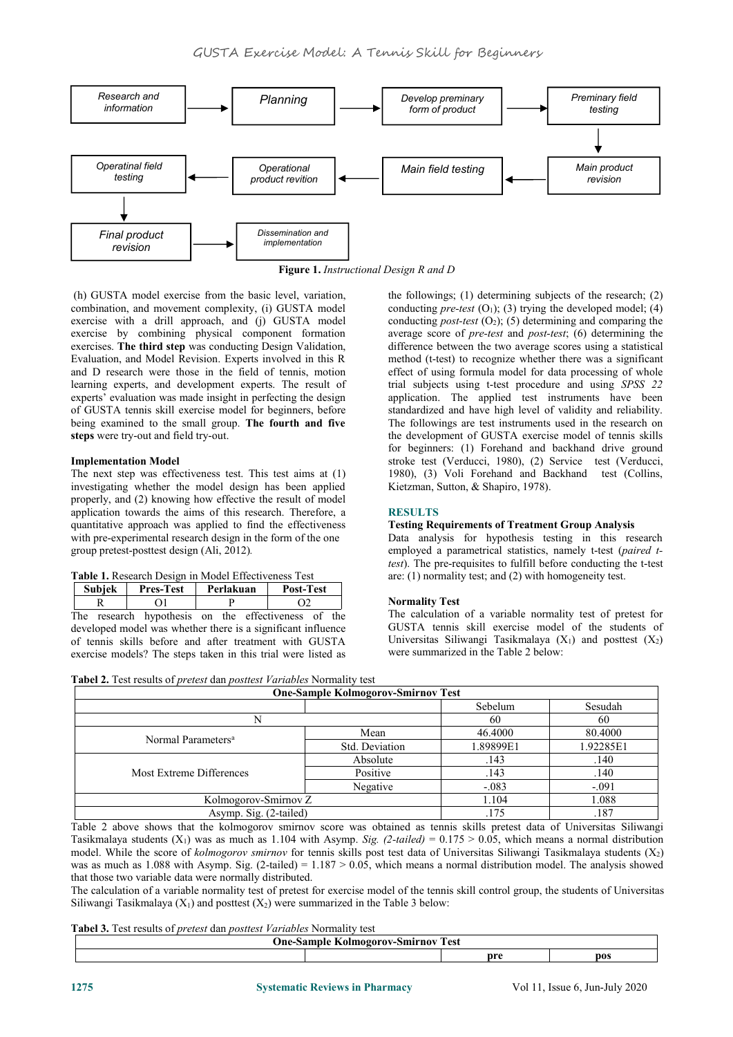Research and information → Planning → Develop prem99inary form of product → Preminary field testing → Main product revision → Main field testing → Operational product revition → Operatinal field testing → Final product revision → Dissemination and implementation

**Figure 1.** *Instructional Design R and D*

(h) GUSTA model exercise from the basic level, variation, combination, and movement complexity, (i) GUSTA model exercise with a drill approach, and (j) GUSTA model exercise by combining physical component formation exercises. **The third step** was conducting Design Validation, Evaluation, and Model Revision. Experts involved in this R and D research were those in the field of tennis, motion learning experts, and development experts. The result of experts' evaluation was made insight in perfecting the design of GUSTA tennis skill exercise model for beginners, before being examined to the small group. **The fourth and five steps** were try-out and field try-out.

**Implementation Model**

The next step was effectiveness test. This test aims at (1) investigating whether the model design has been applied properly, and (2) knowing how effective the result of model application towards the aims of this research. Therefore, a quantitative approach was applied to find the effectiveness with pre-experimental research design in the form of the one group pretest-posttest design (Ali, 2012).

**Table 1.** Research Design in Model Effectiveness Test

| Subjek | Pres-Test | Perlakuan | Post-Test |
|---|---|---|---|
| R | O1 | P | O2 |

The research hypothesis on the effectiveness of the developed model was whether there is a significant influence of tennis skills before and after treatment with GUSTA exercise models? The steps taken in this trial were listed as the followings; (1) determining subjects of the research; (2) conducting *pre-test* ($O_1$); (3) trying the developed model; (4) conducting *post-test* ($O_2$); (5) determining and comparing the average score of *pre-test* and *post-test*; (6) determining the difference between the two average scores using a statistical method (t-test) to recognize whether there was a significant effect of using formula model for data processing of whole trial subjects using t-test procedure and using *SPSS 22* application. The applied test instruments have been standardized and have high level of validity and reliability. The followings are test instruments used in the research on the development of GUSTA exercise model of tennis skills for beginners: (1) Forehand and backhand drive ground stroke test (Verducci, 1980), (2) Service test (Verducci, 1980), (3) Voli Forehand and Backhand test (Collins, Kietzman, Sutton, & Shapiro, 1978).

## RESULTS

**Testing Requirements of Treatment Group Analysis**

Data analysis for hypothesis testing in this research employed a parametrical statistics, namely t-test (*paired t-test*). The pre-requisites to fulfill before conducting the t-test are: (1) normality test; and (2) with homogeneity test.

**Normality Test**

The calculation of a variable normality test of pretest for GUSTA tennis skill exercise model of the students of Universitas Siliwangi Tasikmalaya ($X_1$) and posttest ($X_2$) were summarized in the Table 2 below:

**Tabel 2.** Test results of *pretest* dan *posttest Variables* Normality test

| One-Sample Kolmogorov-Smirnov Test | | | |
|---|---|---|---|
| | | Sebelum | Sesudah |
| N | | 60 | 60 |
| Normal Parameters[a] | Mean | 46.4000 | 80.4000 |
| | Std. Deviation | 1.89899E1 | 1.92285E1 |
| Most Extreme Differences | Absolute | .143 | .140 |
| | Positive | .143 | .140 |
| | Negative | -.083 | -.091 |
| Kolmogorov-Smirnov Z | | 1.104 | 1.088 |
| Asymp. Sig. (2-tailed) | | .175 | .187 |

Table 2 above shows that the kolmogorov smirnov score was obtained as tennis skills pretest data of Universitas Siliwangi Tasikmalaya students ($X_1$) was as much as 1.104 with Asymp. *Sig. (2-tailed)* = 0.175 > 0.05, which means a normal distribution model. While the score of *kolmogorov smirnov* for tennis skills post test data of Universitas Siliwangi Tasikmalaya students ($X_2$) was as much as 1.088 with Asymp. Sig. (2-tailed) = 1.187 > 0.05, which means a normal distribution model. The analysis showed that those two variable data were normally distributed.

The calculation of a variable normality test of pretest for exercise model of the tennis skill control group, the students of Universitas Siliwangi Tasikmalaya ($X_1$) and posttest ($X_2$) were summarized in the Table 3 below:

**Tabel 3.** Test results of *pretest* dan *posttest Variables* Normality test

| One-Sample Kolmogorov-Smirnov Test | | | |
|---|---|---|---|
| | | pre | pos |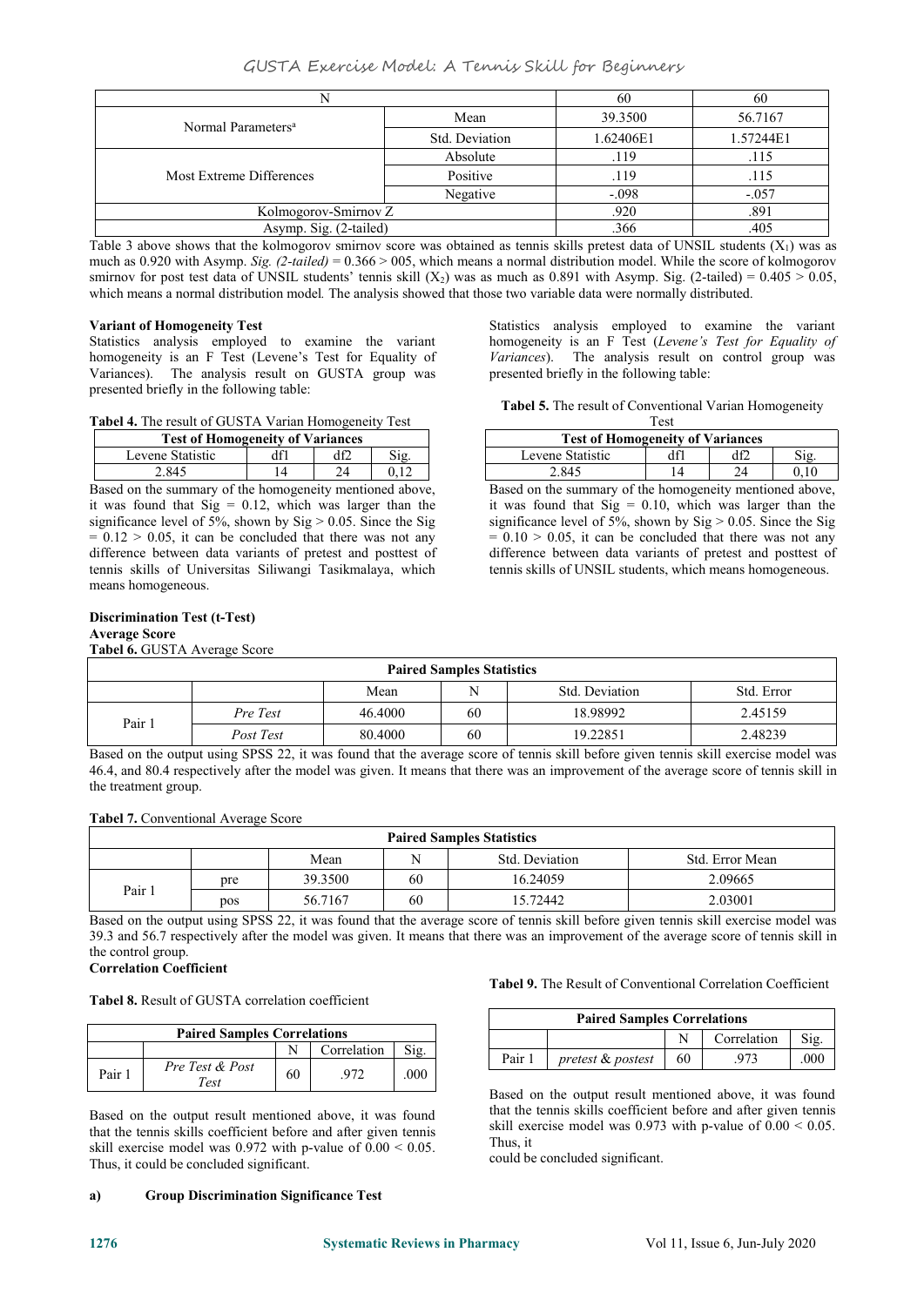| N | | 60 | 60 |
|---|---|---|---|
| Normal Parameters[a] | Mean | 39.3500 | 56.7167 |
| | Std. Deviation | 1.62406E1 | 1.57244E1 |
| Most Extreme Differences | Absolute | .119 | .115 |
| | Positive | .119 | .115 |
| | Negative | -.098 | -.057 |
| Kolmogorov-Smirnov Z | | .920 | .891 |
| Asymp. Sig. (2-tailed) | | .366 | .405 |

Table 3 above shows that the kolmogorov smirnov score was obtained as tennis skills pretest data of UNSIL students ($X_1$) was as much as 0.920 with Asymp. *Sig. (2-tailed)* = 0.366 > 005, which means a normal distribution model. While the score of kolmogorov smirnov for post test data of UNSIL students' tennis skill ($X_2$) was as much as 0.891 with Asymp. Sig. (2-tailed) = 0.405 > 0.05, which means a normal distribution model. The analysis showed that those two variable data were normally distributed.

**Variant of Homogeneity Test**

Statistics analysis employed to examine the variant homogeneity is an F Test (Levene's Test for Equality of Variances). The analysis result on GUSTA group was presented briefly in the following table:

**Tabel 4.** The result of GUSTA Varian Homogeneity Test

| Test of Homogeneity of Variances | | | |
|---|---|---|---|
| Levene Statistic | df1 | df2 | Sig. |
| 2.845 | 14 | 24 | 0,12 |

Based on the summary of the homogeneity mentioned above, it was found that Sig = 0.12, which was larger than the significance level of 5%, shown by Sig > 0.05. Since the Sig = 0.12 > 0.05, it can be concluded that there was not any difference between data variants of pretest and posttest of tennis skills of Universitas Siliwangi Tasikmalaya, which means homogeneous.

Statistics analysis employed to examine the variant homogeneity is an F Test (*Levene's Test for Equality of Variances*). The analysis result on control group was presented briefly in the following table:

**Tabel 5.** The result of Conventional Varian Homogeneity Test

| Test of Homogeneity of Variances | | | |
|---|---|---|---|
| Levene Statistic | df1 | df2 | Sig. |
| 2.845 | 14 | 24 | 0,10 |

Based on the summary of the homogeneity mentioned above, it was found that Sig = 0.10, which was larger than the significance level of 5%, shown by Sig > 0.05. Since the Sig = 0.10 > 0.05, it can be concluded that there was not any difference between data variants of pretest and posttest of tennis skills of UNSIL students, which means homogeneous.

**Discrimination Test (t-Test)**

**Average Score**

**Tabel 6.** GUSTA Average Score

| Paired Samples Statistics | | | | | |
|---|---|---|---|---|---|
| | | Mean | N | Std. Deviation | Std. Error |
| Pair 1 | *Pre Test* | 46.4000 | 60 | 18.98992 | 2.45159 |
| | *Post Test* | 80.4000 | 60 | 19.22851 | 2.48239 |

Based on the output using SPSS 22, it was found that the average score of tennis skill before given tennis skill exercise model was 46.4, and 80.4 respectively after the model was given. It means that there was an improvement of the average score of tennis skill in the treatment group.

**Tabel 7.** Conventional Average Score

| Paired Samples Statistics | | | | | |
|---|---|---|---|---|---|
| | | Mean | N | Std. Deviation | Std. Error Mean |
| Pair 1 | pre | 39.3500 | 60 | 16.24059 | 2.09665 |
| | pos | 56.7167 | 60 | 15.72442 | 2.03001 |

Based on the output using SPSS 22, it was found that the average score of tennis skill before given tennis skill exercise model was 39.3 and 56.7 respectively after the model was given. It means that there was an improvement of the average score of tennis skill in the control group.

**Correlation Coefficient**

**Tabel 8.** Result of GUSTA correlation coefficient

| Paired Samples Correlations | | | | |
|---|---|---|---|---|
| | | N | Correlation | Sig. |
| Pair 1 | *Pre Test & Post Test* | 60 | .972 | .000 |

Based on the output result mentioned above, it was found that the tennis skills coefficient before and after given tennis skill exercise model was 0.972 with p-value of 0.00 < 0.05. Thus, it could be concluded significant.

**Tabel 9.** The Result of Conventional Correlation Coefficient

| Paired Samples Correlations | | | | |
|---|---|---|---|---|
| | | N | Correlation | Sig. |
| Pair 1 | *pretest & postest* | 60 | .973 | .000 |

Based on the output result mentioned above, it was found that the tennis skills coefficient before and after given tennis skill exercise model was 0.973 with p-value of 0.00 < 0.05. Thus, it could be concluded significant.

**a) Group Discrimination Significance Test**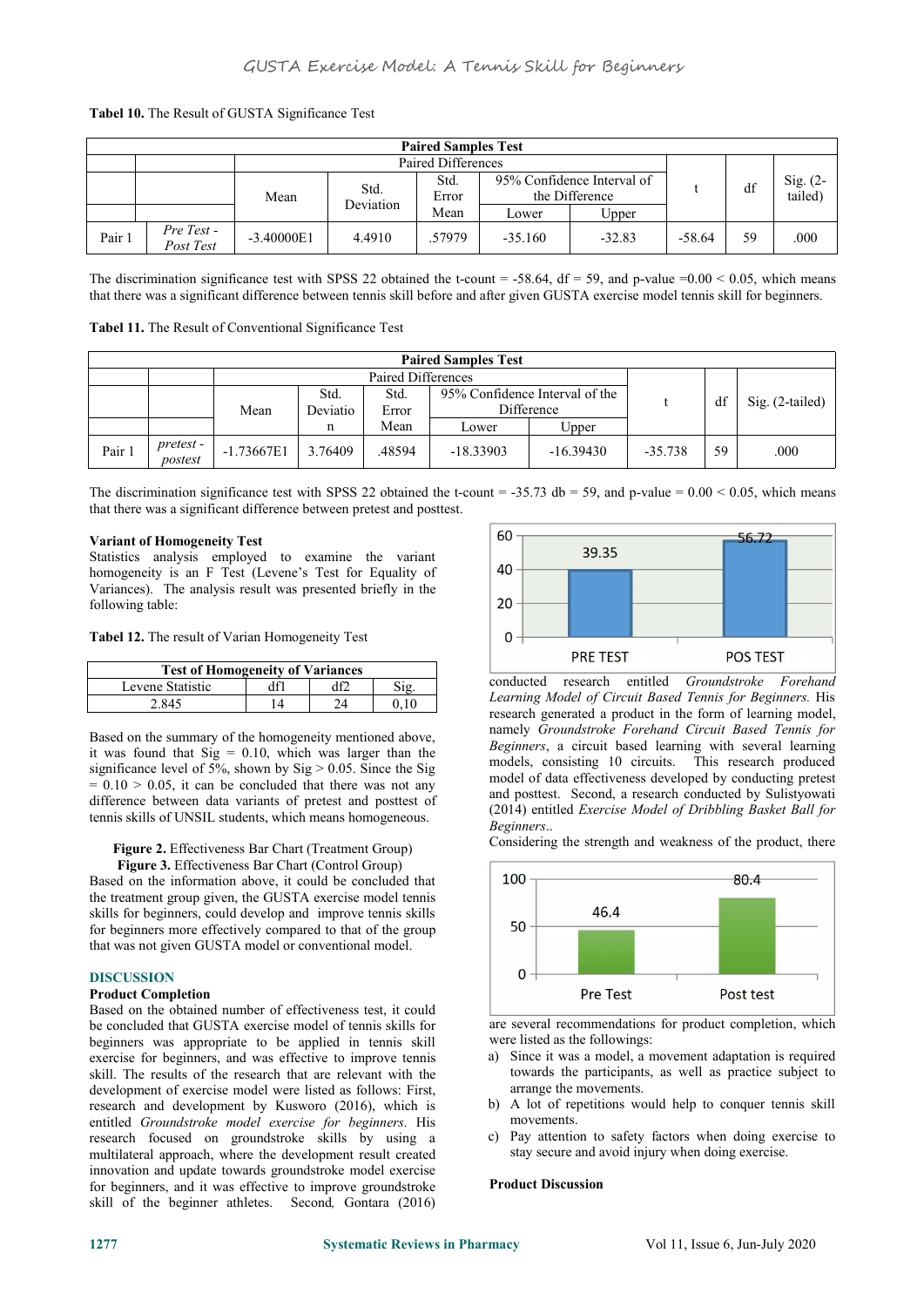**Tabel 10.** The Result of GUSTA Significance Test

| Paired Samples Test | | | | | | | | | |
|---|---|---|---|---|---|---|---|---|---|
| | | Paired Differences | | | | | t | df | Sig. (2-tailed) |
| | | Mean | Std. Deviation | Std. Error Mean | 95% Confidence Interval of the Difference | | | | |
| | | | | | Lower | Upper | | | |
| Pair 1 | *Pre Test - Post Test* | -3.40000E1 | 4.4910 | .57979 | -35.160 | -32.83 | -58.64 | 59 | .000 |

The discrimination significance test with SPSS 22 obtained the t-count = -58.64, df = 59, and p-value =0.00 < 0.05, which means that there was a significant difference between tennis skill before and after given GUSTA exercise model tennis skill for beginners.

**Tabel 11.** The Result of Conventional Significance Test

| Paired Samples Test | | | | | | | | | |
|---|---|---|---|---|---|---|---|---|---|
| | | Paired Differences | | | | | t | df | Sig. (2-tailed) |
| | | Mean | Std. Deviation | Std. Error Mean | 95% Confidence Interval of the Difference | | | | |
| | | | | | Lower | Upper | | | |
| Pair 1 | *pretest - postest* | -1.73667E1 | 3.76409 | .48594 | -18.33903 | -16.39430 | -35.738 | 59 | .000 |

The discrimination significance test with SPSS 22 obtained the t-count = -35.73 db = 59, and p-value = 0.00 < 0.05, which means that there was a significant difference between pretest and posttest.

**Variant of Homogeneity Test**

Statistics analysis employed to examine the variant homogeneity is an F Test (Levene's Test for Equality of Variances). The analysis result was presented briefly in the following table:

**Tabel 12.** The result of Varian Homogeneity Test

| Test of Homogeneity of Variances | | | |
|---|---|---|---|
| Levene Statistic | df1 | df2 | Sig. |
| 2.845 | 14 | 24 | 0,10 |

Based on the summary of the homogeneity mentioned above, it was found that Sig = 0.10, which was larger than the significance level of 5%, shown by Sig > 0.05. Since the Sig = 0.10 > 0.05, it can be concluded that there was not any difference between data variants of pretest and posttest of tennis skills of UNSIL students, which means homogeneous.

**Figure 2.** Effectiveness Bar Chart (Treatment Group)

**Figure 3.** Effectiveness Bar Chart (Control Group)

Based on the information above, it could be concluded that the treatment group given, the GUSTA exercise model tennis skills for beginners, could develop and improve tennis skills for beginners more effectively compared to that of the group that was not given GUSTA model or conventional model.

## DISCUSSION

**Product Completion**

Based on the obtained number of effectiveness test, it could be concluded that GUSTA exercise model of tennis skills for beginners was appropriate to be applied in tennis skill exercise for beginners, and was effective to improve tennis skill. The results of the research that are relevant with the development of exercise model were listed as follows: First, research and development by Kusworo (2016), which is entitled *Groundstroke model exercise for beginners*. His research focused on groundstroke skills by using a multilateral approach, where the development result created innovation and update towards groundstroke model exercise for beginners, and it was effective to improve groundstroke skill of the beginner athletes. Second, Gontara (2016) conducted research entitled *Groundstroke Forehand Learning Model of Circuit Based Tennis for Beginners.* His research generated a product in the form of learning model, namely *Groundstroke Forehand Circuit Based Tennis for Beginners*, a circuit based learning with several learning models, consisting 10 circuits. This research produced model of data effectiveness developed by conducting pretest and posttest. Second, a research conducted by Sulistyowati (2014) entitled *Exercise Model of Dribbling Basket Ball for Beginners*..

Considering the strength and weakness of the product, there are several recommendations for product completion, which were listed as the followings:

a) Since it was a model, a movement adaptation is required towards the participants, as well as practice subject to arrange the movements.
b) A lot of repetitions would help to conquer tennis skill movements.
c) Pay attention to safety factors when doing exercise to stay secure and avoid injury when doing exercise.

**Product Discussion**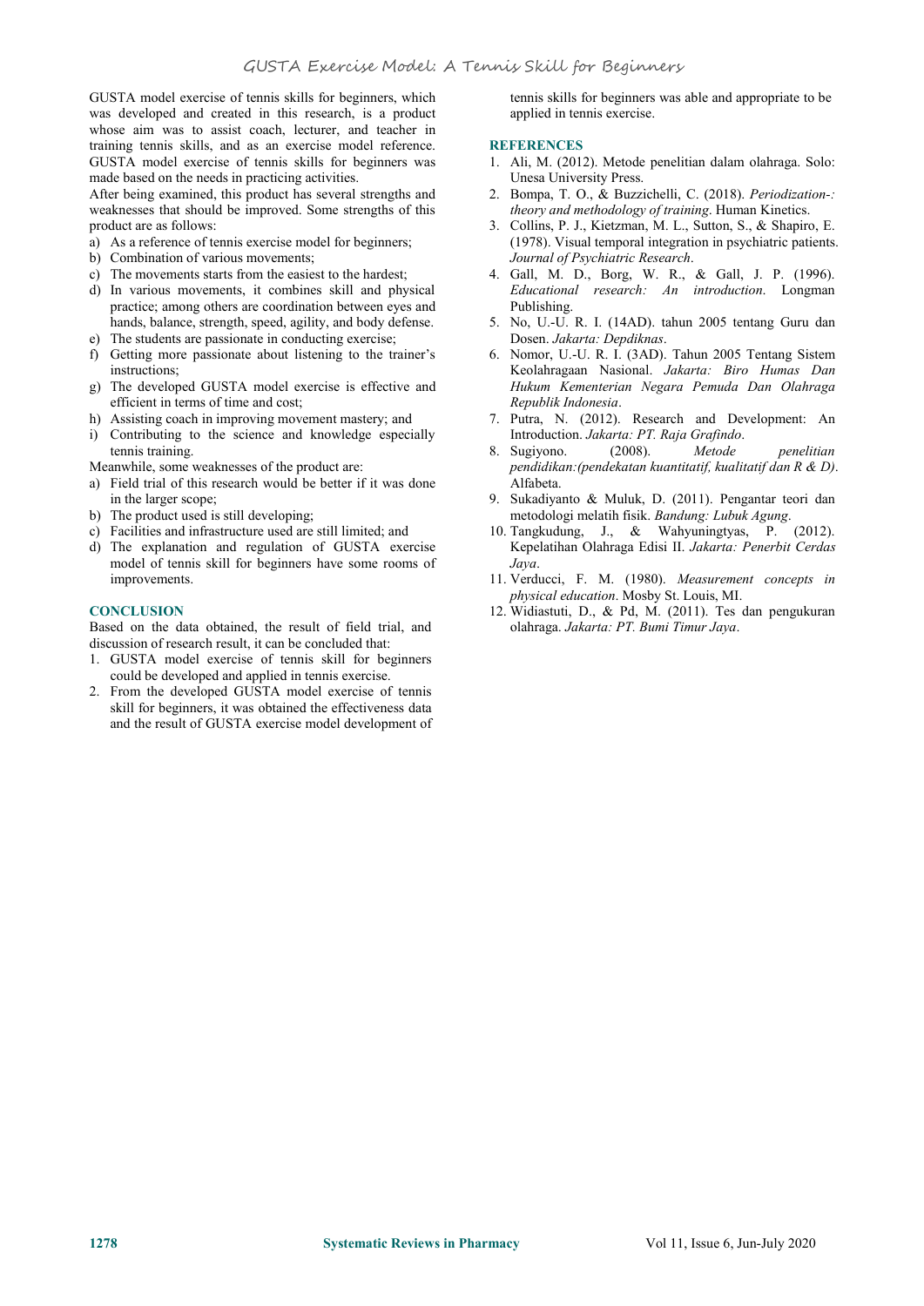GUSTA model exercise of tennis skills for beginners, which was developed and created in this research, is a product whose aim was to assist coach, lecturer, and teacher in training tennis skills, and as an exercise model reference. GUSTA model exercise of tennis skills for beginners was made based on the needs in practicing activities.

After being examined, this product has several strengths and weaknesses that should be improved. Some strengths of this product are as follows:

a) As a reference of tennis exercise model for beginners;
b) Combination of various movements;
c) The movements starts from the easiest to the hardest;
d) In various movements, it combines skill and physical practice; among others are coordination between eyes and hands, balance, strength, speed, agility, and body defense.
e) The students are passionate in conducting exercise;
f) Getting more passionate about listening to the trainer's instructions;
g) The developed GUSTA model exercise is effective and efficient in terms of time and cost;
h) Assisting coach in improving movement mastery; and
i) Contributing to the science and knowledge especially tennis training.

Meanwhile, some weaknesses of the product are:

a) Field trial of this research would be better if it was done in the larger scope;
b) The product used is still developing;
c) Facilities and infrastructure used are still limited; and
d) The explanation and regulation of GUSTA exercise model of tennis skill for beginners have some rooms of improvements.

## CONCLUSION

Based on the data obtained, the result of field trial, and discussion of research result, it can be concluded that:

1. GUSTA model exercise of tennis skill for beginners could be developed and applied in tennis exercise.
2. From the developed GUSTA model exercise of tennis skill for beginners, it was obtained the effectiveness data and the result of GUSTA exercise model development of tennis skills for beginners was able and appropriate to be applied in tennis exercise.

## REFERENCES

1. Ali, M. (2012). Metode penelitian dalam olahraga. Solo: Unesa University Press.
2. Bompa, T. O., & Buzzichelli, C. (2018). *Periodization-: theory and methodology of training*. Human Kinetics.
3. Collins, P. J., Kietzman, M. L., Sutton, S., & Shapiro, E. (1978). Visual temporal integration in psychiatric patients. *Journal of Psychiatric Research*.
4. Gall, M. D., Borg, W. R., & Gall, J. P. (1996). *Educational research: An introduction*. Longman Publishing.
5. No, U.-U. R. I. (14AD). tahun 2005 tentang Guru dan Dosen. *Jakarta: Depdiknas*.
6. Nomor, U.-U. R. I. (3AD). Tahun 2005 Tentang Sistem Keolahragaan Nasional. *Jakarta: Biro Humas Dan Hukum Kementerian Negara Pemuda Dan Olahraga Republik Indonesia*.
7. Putra, N. (2012). Research and Development: An Introduction. *Jakarta: PT. Raja Grafindo*.
8. Sugiyono. (2008). *Metode penelitian pendidikan:(pendekatan kuantitatif, kualitatif dan R & D)*. Alfabeta.
9. Sukadiyanto & Muluk, D. (2011). Pengantar teori dan metodologi melatih fisik. *Bandung: Lubuk Agung*.
10. Tangkudung, J., & Wahyuningtyas, P. (2012). Kepelatihan Olahraga Edisi II. *Jakarta: Penerbit Cerdas Jaya*.
11. Verducci, F. M. (1980). *Measurement concepts in physical education*. Mosby St. Louis, MI.
12. Widiastuti, D., & Pd, M. (2011). Tes dan pengukuran olahraga. *Jakarta: PT. Bumi Timur Jaya*.